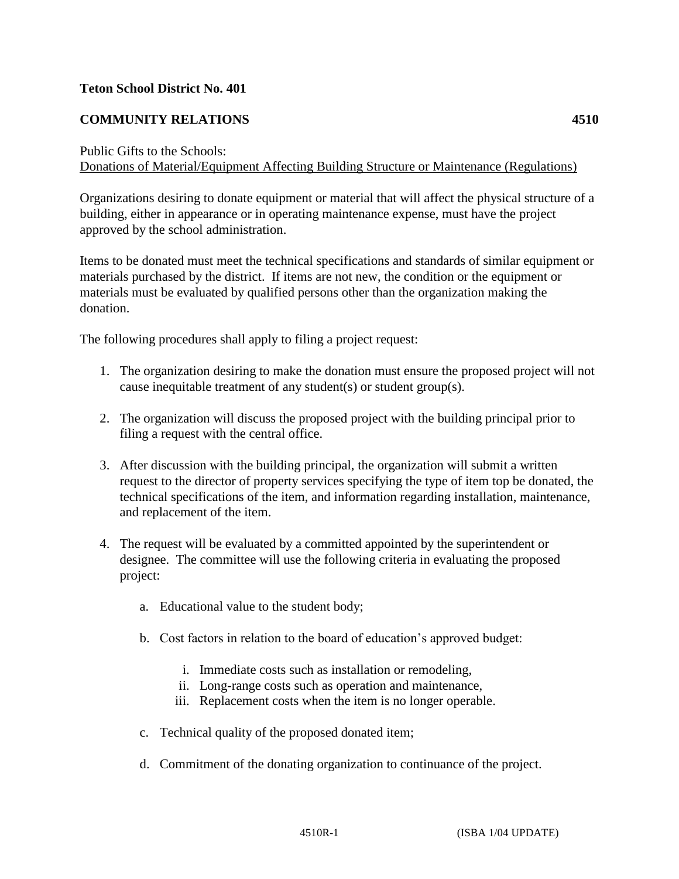**Teton School District No. 401**

**COMMUNITY RELATIONS** **4510**

Public Gifts to the Schools:
Donations of Material/Equipment Affecting Building Structure or Maintenance (Regulations)

Organizations desiring to donate equipment or material that will affect the physical structure of a building, either in appearance or in operating maintenance expense, must have the project approved by the school administration.

Items to be donated must meet the technical specifications and standards of similar equipment or materials purchased by the district. If items are not new, the condition or the equipment or materials must be evaluated by qualified persons other than the organization making the donation.

The following procedures shall apply to filing a project request:

1. The organization desiring to make the donation must ensure the proposed project will not cause inequitable treatment of any student(s) or student group(s).

2. The organization will discuss the proposed project with the building principal prior to filing a request with the central office.

3. After discussion with the building principal, the organization will submit a written request to the director of property services specifying the type of item top be donated, the technical specifications of the item, and information regarding installation, maintenance, and replacement of the item.

4. The request will be evaluated by a committed appointed by the superintendent or designee. The committee will use the following criteria in evaluating the proposed project:

   a. Educational value to the student body;

   b. Cost factors in relation to the board of education's approved budget:

      i. Immediate costs such as installation or remodeling,
      ii. Long-range costs such as operation and maintenance,
      iii. Replacement costs when the item is no longer operable.

   c. Technical quality of the proposed donated item;

   d. Commitment of the donating organization to continuance of the project.

4510R-1 (ISBA 1/04 UPDATE)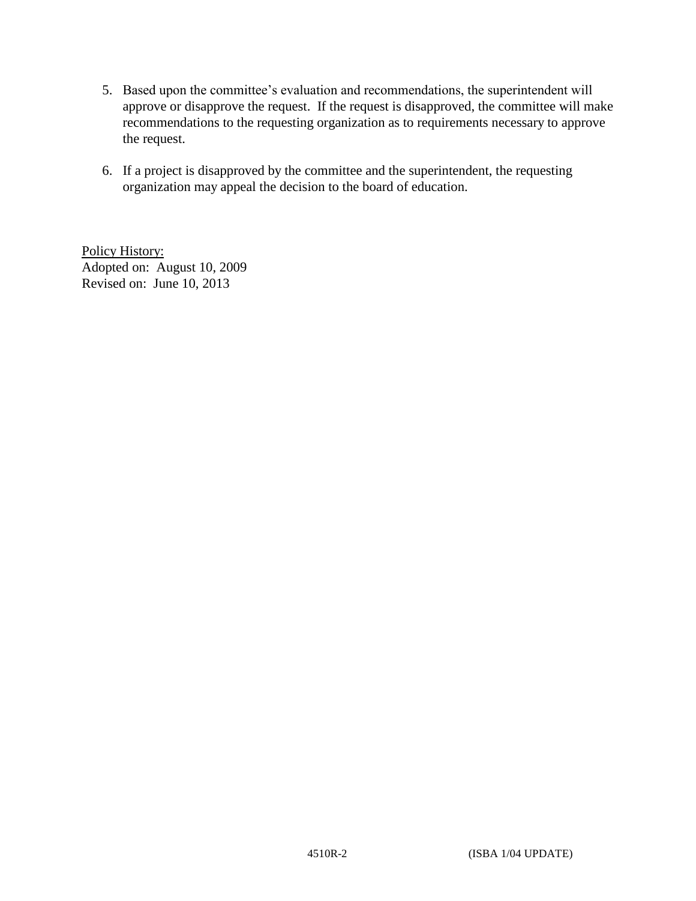5. Based upon the committee's evaluation and recommendations, the superintendent will approve or disapprove the request. If the request is disapproved, the committee will make recommendations to the requesting organization as to requirements necessary to approve the request.

6. If a project is disapproved by the committee and the superintendent, the requesting organization may appeal the decision to the board of education.

<u>Policy History:</u>
Adopted on: August 10, 2009
Revised on: June 10, 2013